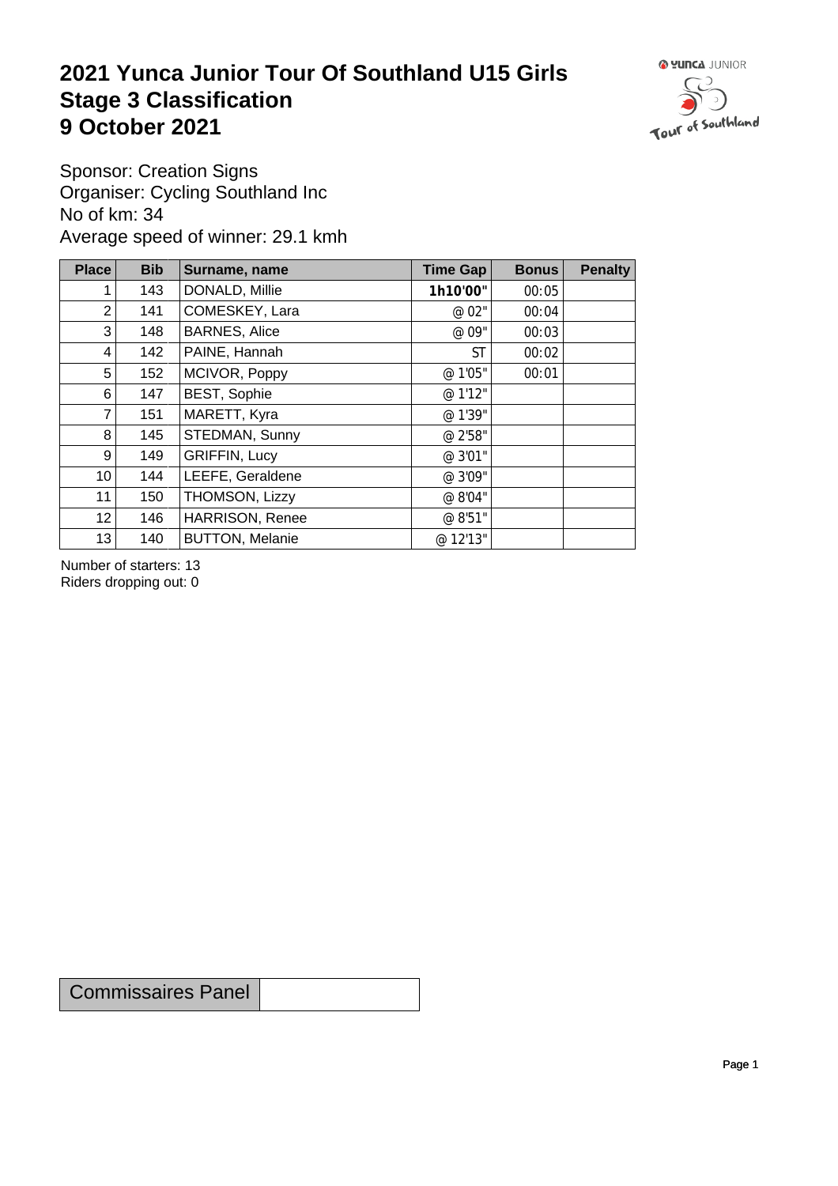# 2021 Yunca Junior Tour Of Southland U15 Girls
# Stage 3 Classification
# 9 October 2021

Sponsor: Creation Signs
Organiser: Cycling Southland Inc
No of km: 34
Average speed of winner: 29.1 kmh

| Place | Bib | Surname, name | Time Gap | Bonus | Penalty |
|---|---|---|---|---|---|
| 1 | 143 | DONALD, Millie | **1h10'00"** | 00:05 | |
| 2 | 141 | COMESKEY, Lara | @ 02" | 00:04 | |
| 3 | 148 | BARNES, Alice | @ 09" | 00:03 | |
| 4 | 142 | PAINE, Hannah | ST | 00:02 | |
| 5 | 152 | MCIVOR, Poppy | @ 1'05" | 00:01 | |
| 6 | 147 | BEST, Sophie | @ 1'12" | | |
| 7 | 151 | MARETT, Kyra | @ 1'39" | | |
| 8 | 145 | STEDMAN, Sunny | @ 2'58" | | |
| 9 | 149 | GRIFFIN, Lucy | @ 3'01" | | |
| 10 | 144 | LEEFE, Geraldene | @ 3'09" | | |
| 11 | 150 | THOMSON, Lizzy | @ 8'04" | | |
| 12 | 146 | HARRISON, Renee | @ 8'51" | | |
| 13 | 140 | BUTTON, Melanie | @ 12'13" | | |

Number of starters: 13
Riders dropping out: 0

| Commissaires Panel | |
|---|---|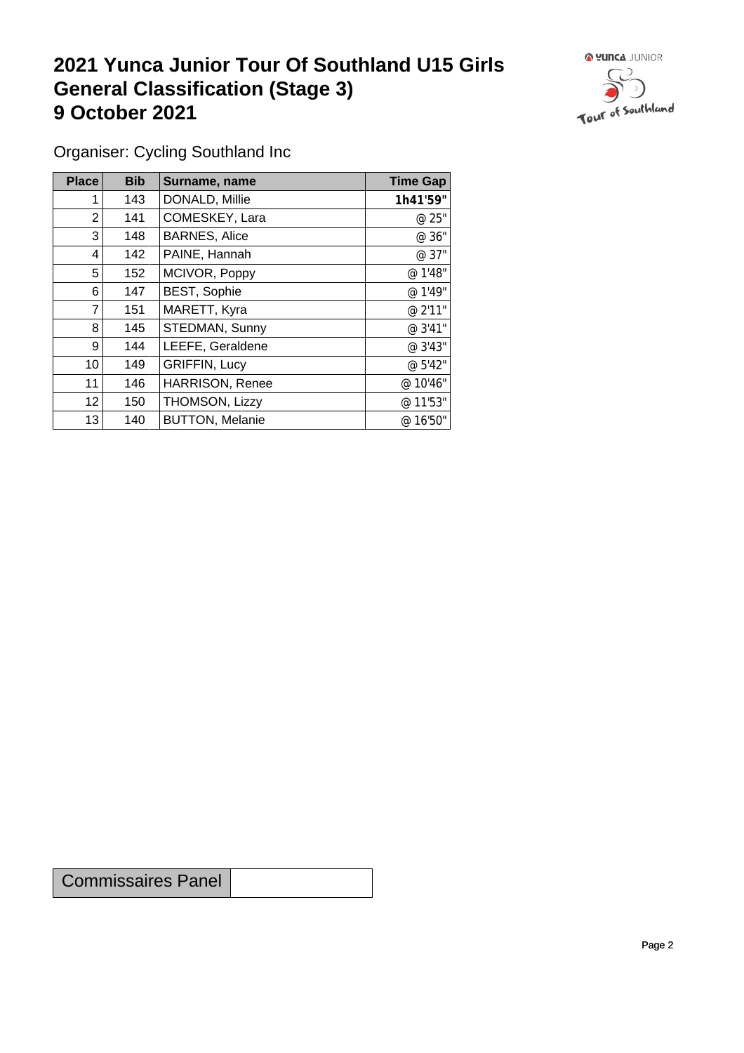# 2021 Yunca Junior Tour Of Southland U15 Girls General Classification (Stage 3) 9 October 2021

Organiser: Cycling Southland Inc

| Place | Bib | Surname, name | Time Gap |
|---|---|---|---|
| 1 | 143 | DONALD, Millie | **1h41'59"** |
| 2 | 141 | COMESKEY, Lara | @ 25" |
| 3 | 148 | BARNES, Alice | @ 36" |
| 4 | 142 | PAINE, Hannah | @ 37" |
| 5 | 152 | MCIVOR, Poppy | @ 1'48" |
| 6 | 147 | BEST, Sophie | @ 1'49" |
| 7 | 151 | MARETT, Kyra | @ 2'11" |
| 8 | 145 | STEDMAN, Sunny | @ 3'41" |
| 9 | 144 | LEEFE, Geraldene | @ 3'43" |
| 10 | 149 | GRIFFIN, Lucy | @ 5'42" |
| 11 | 146 | HARRISON, Renee | @ 10'46" |
| 12 | 150 | THOMSON, Lizzy | @ 11'53" |
| 13 | 140 | BUTTON, Melanie | @ 16'50" |

| Commissaires Panel | |
|---|---|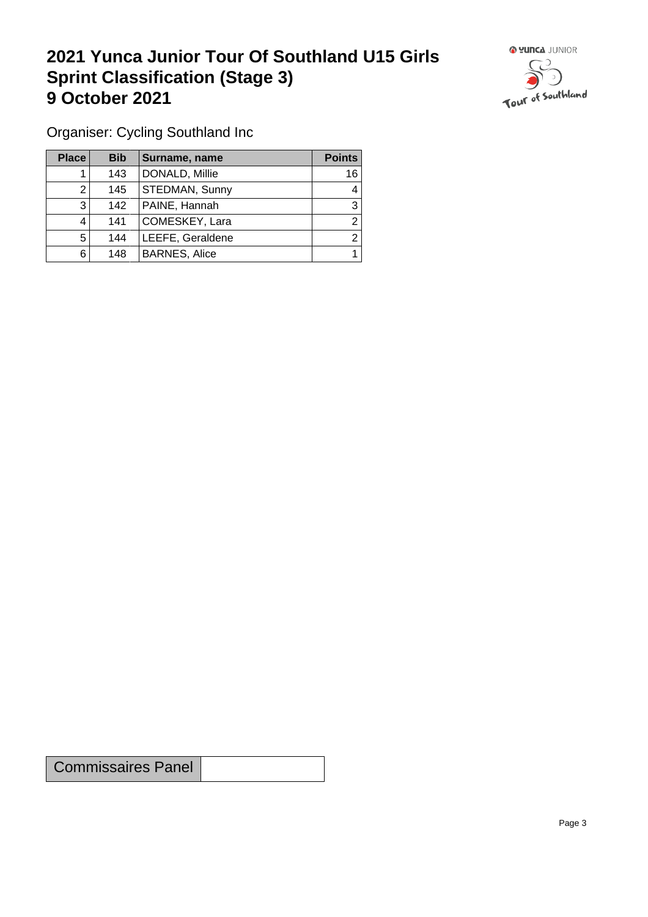# 2021 Yunca Junior Tour Of Southland U15 Girls Sprint Classification (Stage 3) 9 October 2021

Organiser: Cycling Southland Inc

| Place | Bib | Surname, name | Points |
|---|---|---|---|
| 1 | 143 | DONALD, Millie | 16 |
| 2 | 145 | STEDMAN, Sunny | 4 |
| 3 | 142 | PAINE, Hannah | 3 |
| 4 | 141 | COMESKEY, Lara | 2 |
| 5 | 144 | LEEFE, Geraldene | 2 |
| 6 | 148 | BARNES, Alice | 1 |

| Commissaires Panel | |
|---|---|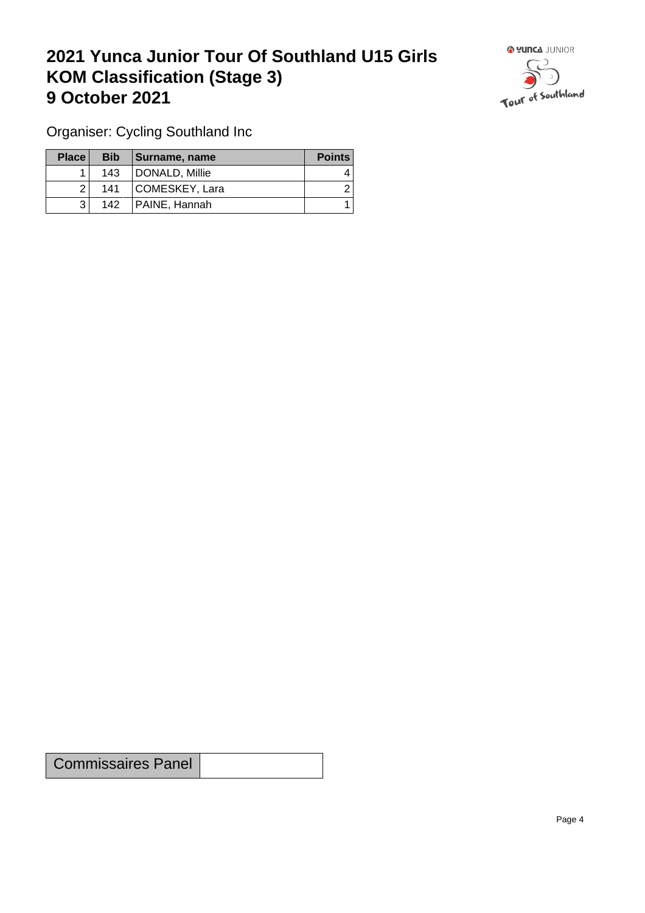# 2021 Yunca Junior Tour Of Southland U15 Girls KOM Classification (Stage 3) 9 October 2021

Organiser: Cycling Southland Inc

| Place | Bib | Surname, name | Points |
|---|---|---|---|
| 1 | 143 | DONALD, Millie | 4 |
| 2 | 141 | COMESKEY, Lara | 2 |
| 3 | 142 | PAINE, Hannah | 1 |

| Commissaires Panel | |
|---|---|